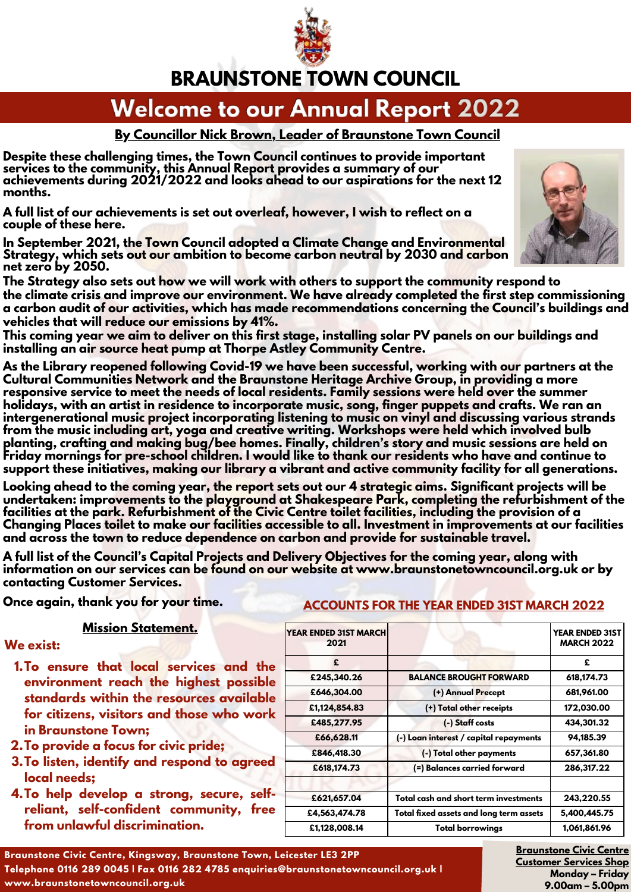# BRAUNSTONE TOWN COUNCIL

## Welcome to our Annual Report 2022

**By Councillor Nick Brown, Leader of Braunstone Town Council**

**Despite these challenging times, the Town Council continues to provide important services to the community, this Annual Report provides a summary of our achievements during 2021/2022 and looks ahead to our aspirations for the next 12 months.**

**A full list of our achievements is set out overleaf, however, I wish to reflect on a couple of these here.**

**In September 2021, the Town Council adopted a Climate Change and Environmental Strategy, which sets out our ambition to become carbon neutral by 2030 and carbon net zero by 2050.**

**The Strategy also sets out how we will work with others to support the community respond to the climate crisis and improve our environment. We have already completed the first step commissioning a carbon audit of our activities, which has made recommendations concerning the Council's buildings and vehicles that will reduce our emissions by 41%.**

**This coming year we aim to deliver on this first stage, installing solar PV panels on our buildings and installing an air source heat pump at Thorpe Astley Community Centre.**

**As the Library reopened following Covid-19 we have been successful, working with our partners at the Cultural Communities Network and the Braunstone Heritage Archive Group, in providing a more responsive service to meet the needs of local residents. Family sessions were held over the summer holidays, with an artist in residence to incorporate music, song, finger puppets and crafts. We ran an intergenerational music project incorporating listening to music on vinyl and discussing various strands from the music including art, yoga and creative writing. Workshops were held which involved bulb planting, crafting and making bug/bee homes. Finally, children's story and music sessions are held on Friday mornings for pre-school children. I would like to thank our residents who have and continue to support these initiatives, making our library a vibrant and active community facility for all generations.**

**Looking ahead to the coming year, the report sets out our 4 strategic aims. Significant projects will be undertaken: improvements to the playground at Shakespeare Park, completing the refurbishment of the facilities at the park. Refurbishment of the Civic Centre toilet facilities, including the provision of a Changing Places toilet to make our facilities accessible to all. Investment in improvements at our facilities and across the town to reduce dependence on carbon and provide for sustainable travel.**

**A full list of the Council's Capital Projects and Delivery Objectives for the coming year, along with information on our services can be found on our website at www.braunstonetowncouncil.org.uk or by contacting Customer Services.**

**Once again, thank you for your time.**

### Mission Statement.

**We exist:**

1. **To ensure that local services and the environment reach the highest possible standards within the resources available for citizens, visitors and those who work in Braunstone Town;**
2. **To provide a focus for civic pride;**
3. **To listen, identify and respond to agreed local needs;**
4. **To help develop a strong, secure, self-reliant, self-confident community, free from unlawful discrimination.**

### ACCOUNTS FOR THE YEAR ENDED 31ST MARCH 2022

| YEAR ENDED 31ST MARCH 2021 | | YEAR ENDED 31ST MARCH 2022 |
|---|---|---|
| £ | | £ |
| £245,340.26 | BALANCE BROUGHT FORWARD | 618,174.73 |
| £646,304.00 | (+) Annual Precept | 681,961.00 |
| £1,124,854.83 | (+) Total other receipts | 172,030.00 |
| £485,277.95 | (-) Staff costs | 434,301.32 |
| £66,628.11 | (-) Loan interest / capital repayments | 94,185.39 |
| £846,418.30 | (-) Total other payments | 657,361.80 |
| £618,174.73 | (=) Balances carried forward | 286,317.22 |
| | | |
| £621,657.04 | Total cash and short term investments | 243,220.55 |
| £4,563,474.78 | Total fixed assets and long term assets | 5,400,445.75 |
| £1,128,008.14 | Total borrowings | 1,061,861.96 |

Braunstone Civic Centre, Kingsway, Braunstone Town, Leicester LE3 2PP
Telephone 0116 289 0045 | Fax 0116 282 4785 enquiries@braunstonetowncouncil.org.uk | www.braunstonetowncouncil.org.uk

**Braunstone Civic Centre Customer Services Shop**
**Monday – Friday**
**9.00am – 5.00pm**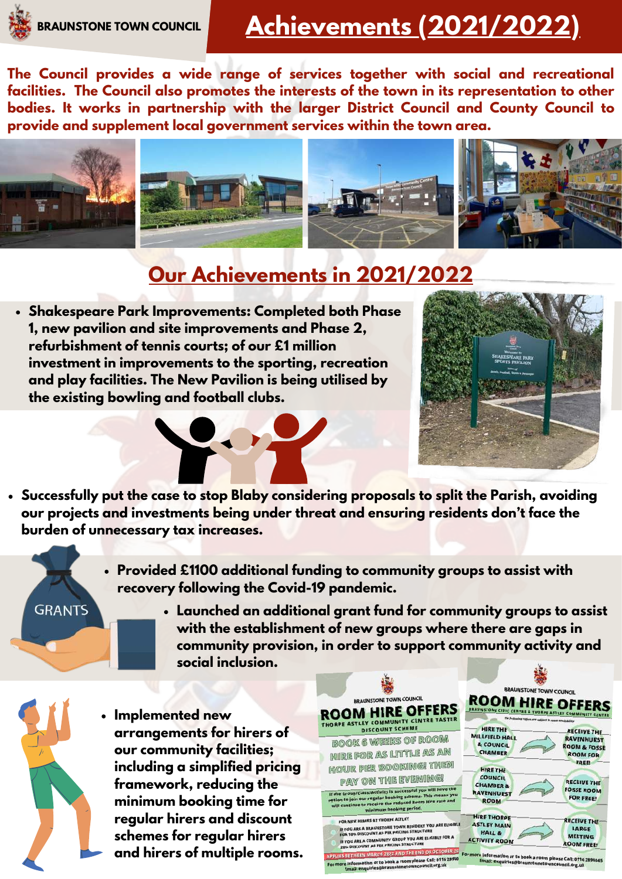BRAUNSTONE TOWN COUNCIL

# Achievements (2021/2022)

**The Council provides a wide range of services together with social and recreational facilities. The Council also promotes the interests of the town in its representation to other bodies. It works in partnership with the larger District Council and County Council to provide and supplement local government services within the town area.**

## Our Achievements in 2021/2022

- **Shakespeare Park Improvements: Completed both Phase 1, new pavilion and site improvements and Phase 2, refurbishment of tennis courts; of our £1 million investment in improvements to the sporting, recreation and play facilities. The New Pavilion is being utilised by the existing bowling and football clubs.**

- **Successfully put the case to stop Blaby considering proposals to split the Parish, avoiding our projects and investments being under threat and ensuring residents don't face the burden of unnecessary tax increases.**

- **Provided £1100 additional funding to community groups to assist with recovery following the Covid-19 pandemic.**

- **Launched an additional grant fund for community groups to assist with the establishment of new groups where there are gaps in community provision, in order to support community activity and social inclusion.**

- **Implemented new arrangements for hirers of our community facilities; including a simplified pricing framework, reducing the minimum booking time for regular hirers and discount schemes for regular hirers and hirers of multiple rooms.**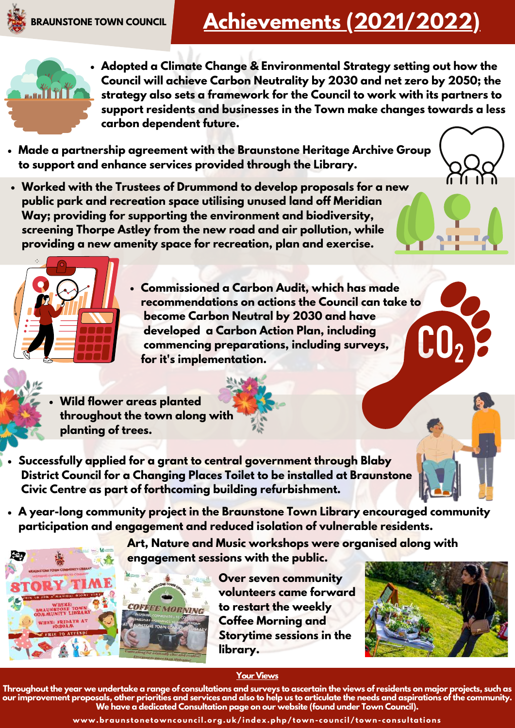BRAUNSTONE TOWN COUNCIL

# Achievements (2021/2022)

- Adopted a Climate Change & Environmental Strategy setting out how the Council will achieve Carbon Neutrality by 2030 and net zero by 2050; the strategy also sets a framework for the Council to work with its partners to support residents and businesses in the Town make changes towards a less carbon dependent future.
- Made a partnership agreement with the Braunstone Heritage Archive Group to support and enhance services provided through the Library.
- Worked with the Trustees of Drummond to develop proposals for a new public park and recreation space utilising unused land off Meridian Way; providing for supporting the environment and biodiversity, screening Thorpe Astley from the new road and air pollution, while providing a new amenity space for recreation, plan and exercise.
- Commissioned a Carbon Audit, which has made recommendations on actions the Council can take to become Carbon Neutral by 2030 and have developed a Carbon Action Plan, including commencing preparations, including surveys, for it's implementation.
- Wild flower areas planted throughout the town along with planting of trees.
- Successfully applied for a grant to central government through Blaby District Council for a Changing Places Toilet to be installed at Braunstone Civic Centre as part of forthcoming building refurbishment.
- A year-long community project in the Braunstone Town Library encouraged community participation and engagement and reduced isolation of vulnerable residents.

Art, Nature and Music workshops were organised along with engagement sessions with the public.

Over seven community volunteers came forward to restart the weekly Coffee Morning and Storytime sessions in the library.

## Your Views

Throughout the year we undertake a range of consultations and surveys to ascertain the views of residents on major projects, such as our improvement proposals, other priorities and services and also to help us to articulate the needs and aspirations of the community. We have a dedicated Consultation page on our website (found under Town Council).

www.braunstonetowncouncil.org.uk/index.php/town-council/town-consultations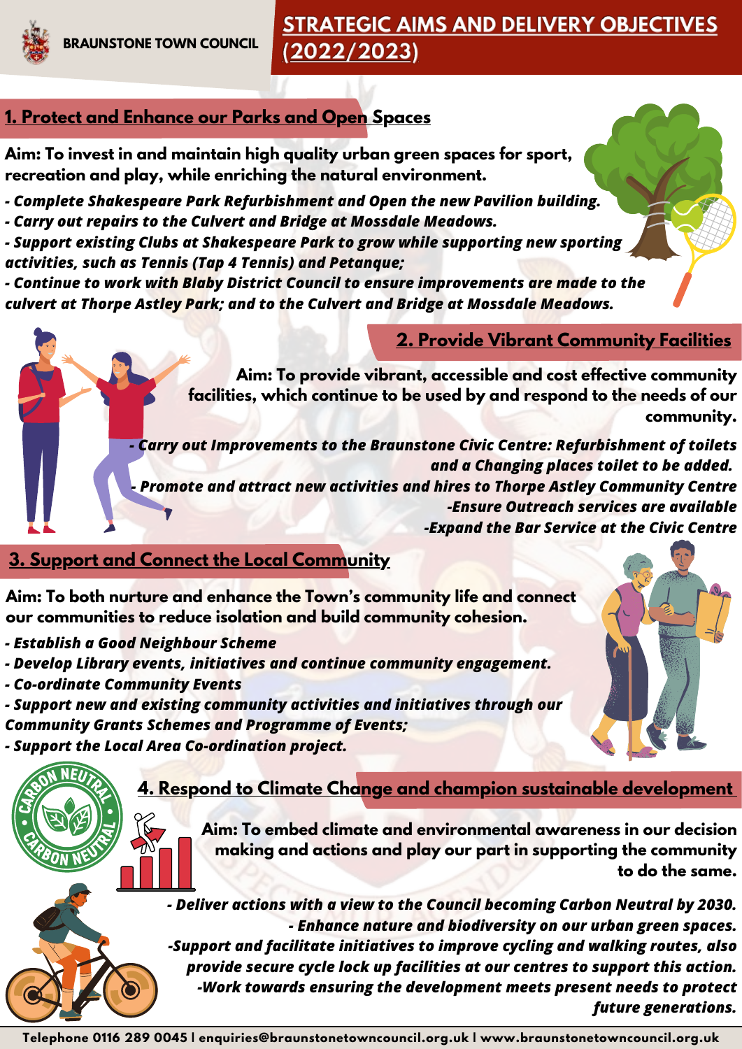BRAUNSTONE TOWN COUNCIL

# STRATEGIC AIMS AND DELIVERY OBJECTIVES (2022/2023)

## 1. Protect and Enhance our Parks and Open Spaces

**Aim: To invest in and maintain high quality urban green spaces for sport, recreation and play, while enriching the natural environment.**

- ***Complete Shakespeare Park Refurbishment and Open the new Pavilion building.***
- ***Carry out repairs to the Culvert and Bridge at Mossdale Meadows.***
- ***Support existing Clubs at Shakespeare Park to grow while supporting new sporting activities, such as Tennis (Tap 4 Tennis) and Petanque;***
- ***Continue to work with Blaby District Council to ensure improvements are made to the culvert at Thorpe Astley Park; and to the Culvert and Bridge at Mossdale Meadows.***

## 2. Provide Vibrant Community Facilities

**Aim: To provide vibrant, accessible and cost effective community facilities, which continue to be used by and respond to the needs of our community.**

- ***Carry out Improvements to the Braunstone Civic Centre: Refurbishment of toilets and a Changing places toilet to be added.***
- ***Promote and attract new activities and hires to Thorpe Astley Community Centre***
- ***Ensure Outreach services are available***
- ***Expand the Bar Service at the Civic Centre***

## 3. Support and Connect the Local Community

**Aim: To both nurture and enhance the Town's community life and connect our communities to reduce isolation and build community cohesion.**

- ***Establish a Good Neighbour Scheme***
- ***Develop Library events, initiatives and continue community engagement.***
- ***Co-ordinate Community Events***
- ***Support new and existing community activities and initiatives through our Community Grants Schemes and Programme of Events;***
- ***Support the Local Area Co-ordination project.***

## 4. Respond to Climate Change and champion sustainable development

**Aim: To embed climate and environmental awareness in our decision making and actions and play our part in supporting the community to do the same.**

- ***Deliver actions with a view to the Council becoming Carbon Neutral by 2030.***
- ***Enhance nature and biodiversity on our urban green spaces.***
- ***Support and facilitate initiatives to improve cycling and walking routes, also provide secure cycle lock up facilities at our centres to support this action.***
- ***Work towards ensuring the development meets present needs to protect future generations.***

**Telephone 0116 289 0045 | enquiries@braunstonetowncouncil.org.uk | www.braunstonetowncouncil.org.uk**